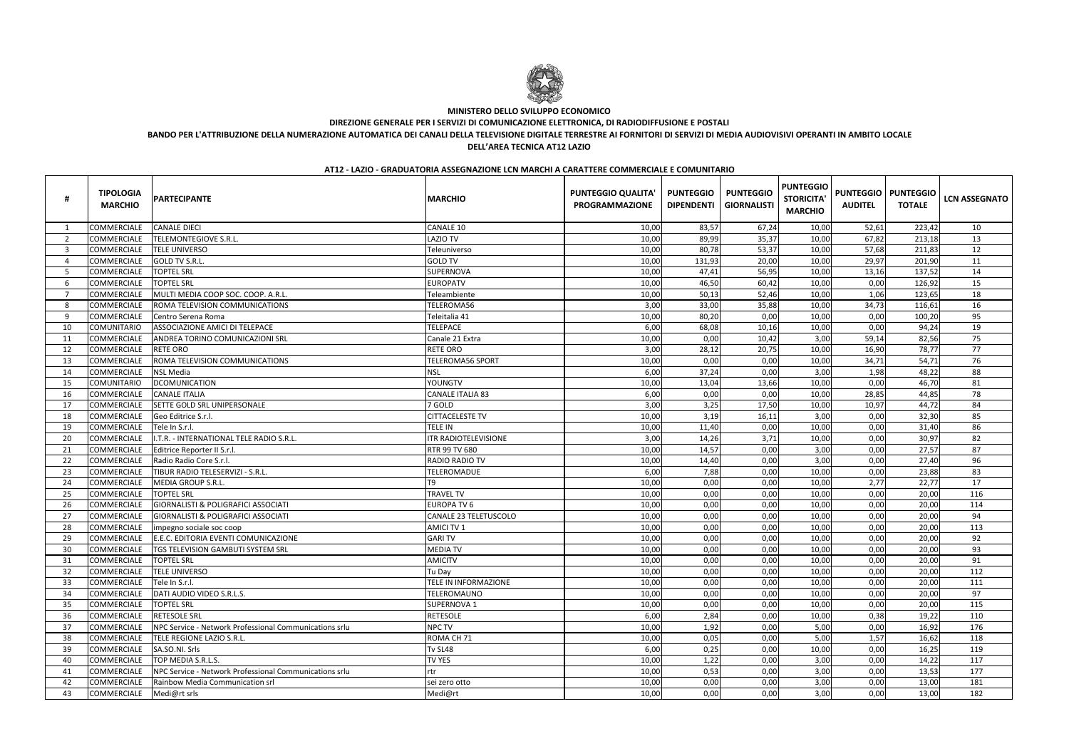**MINISTERO DELLO SVILUPPO ECONOMICO**

**DIREZIONE GENERALE PER I SERVIZI DI COMUNICAZIONE ELETTRONICA, DI RADIODIFFUSIONE E POSTALI**

**BANDO PER L'ATTRIBUZIONE DELLA NUMERAZIONE AUTOMATICA DEI CANALI DELLA TELEVISIONE DIGITALE TERRESTRE AI FORNITORI DI SERVIZI DI MEDIA AUDIOVISIVI OPERANTI IN AMBITO LOCALE**

**DELL'AREA TECNICA AT12 LAZIO**

**AT12 - LAZIO - GRADUATORIA ASSEGNAZIONE LCN MARCHI A CARATTERE COMMERCIALE E COMUNITARIO**

| # | TIPOLOGIA MARCHIO | PARTECIPANTE | MARCHIO | PUNTEGGIO QUALITA' PROGRAMMAZIONE | PUNTEGGIO DIPENDENTI | PUNTEGGIO GIORNALISTI | PUNTEGGIO STORICITA' MARCHIO | PUNTEGGIO AUDITEL | PUNTEGGIO TOTALE | LCN ASSEGNATO |
|---|---|---|---|---|---|---|---|---|---|---|
| 1 | COMMERCIALE | CANALE DIECI | CANALE 10 | 10,00 | 83,57 | 67,24 | 10,00 | 52,61 | 223,42 | 10 |
| 2 | COMMERCIALE | TELEMONTEGIOVE S.R.L. | LAZIO TV | 10,00 | 89,99 | 35,37 | 10,00 | 67,82 | 213,18 | 13 |
| 3 | COMMERCIALE | TELE UNIVERSO | Teleuniverso | 10,00 | 80,78 | 53,37 | 10,00 | 57,68 | 211,83 | 12 |
| 4 | COMMERCIALE | GOLD TV S.R.L. | GOLD TV | 10,00 | 131,93 | 20,00 | 10,00 | 29,97 | 201,90 | 11 |
| 5 | COMMERCIALE | TOPTEL SRL | SUPERNOVA | 10,00 | 47,41 | 56,95 | 10,00 | 13,16 | 137,52 | 14 |
| 6 | COMMERCIALE | TOPTEL SRL | EUROPATV | 10,00 | 46,50 | 60,42 | 10,00 | 0,00 | 126,92 | 15 |
| 7 | COMMERCIALE | MULTI MEDIA COOP SOC. COOP. A.R.L. | Teleambiente | 10,00 | 50,13 | 52,46 | 10,00 | 1,06 | 123,65 | 18 |
| 8 | COMMERCIALE | ROMA TELEVISION COMMUNICATIONS | TELEROMA56 | 3,00 | 33,00 | 35,88 | 10,00 | 34,73 | 116,61 | 16 |
| 9 | COMMERCIALE | Centro Serena Roma | Teleitalia 41 | 10,00 | 80,20 | 0,00 | 10,00 | 0,00 | 100,20 | 95 |
| 10 | COMUNITARIO | ASSOCIAZIONE AMICI DI TELEPACE | TELEPACE | 6,00 | 68,08 | 10,16 | 10,00 | 0,00 | 94,24 | 19 |
| 11 | COMMERCIALE | ANDREA TORINO COMUNICAZIONI SRL | Canale 21 Extra | 10,00 | 0,00 | 10,42 | 3,00 | 59,14 | 82,56 | 75 |
| 12 | COMMERCIALE | RETE ORO | RETE ORO | 3,00 | 28,12 | 20,75 | 10,00 | 16,90 | 78,77 | 77 |
| 13 | COMMERCIALE | ROMA TELEVISION COMMUNICATIONS | TELEROMA56 SPORT | 10,00 | 0,00 | 0,00 | 10,00 | 34,71 | 54,71 | 76 |
| 14 | COMMERCIALE | NSL Media | NSL | 6,00 | 37,24 | 0,00 | 3,00 | 1,98 | 48,22 | 88 |
| 15 | COMUNITARIO | DCOMUNICATION | YOUNGTV | 10,00 | 13,04 | 13,66 | 10,00 | 0,00 | 46,70 | 81 |
| 16 | COMMERCIALE | CANALE ITALIA | CANALE ITALIA 83 | 6,00 | 0,00 | 0,00 | 10,00 | 28,85 | 44,85 | 78 |
| 17 | COMMERCIALE | SETTE GOLD SRL UNIPERSONALE | 7 GOLD | 3,00 | 3,25 | 17,50 | 10,00 | 10,97 | 44,72 | 84 |
| 18 | COMMERCIALE | Geo Editrice S.r.l. | CITTACELESTE TV | 10,00 | 3,19 | 16,11 | 3,00 | 0,00 | 32,30 | 85 |
| 19 | COMMERCIALE | Tele In S.r.l. | TELE IN | 10,00 | 11,40 | 0,00 | 10,00 | 0,00 | 31,40 | 86 |
| 20 | COMMERCIALE | I.T.R. - INTERNATIONAL TELE RADIO S.R.L. | ITR RADIOTELEVISIONE | 3,00 | 14,26 | 3,71 | 10,00 | 0,00 | 30,97 | 82 |
| 21 | COMMERCIALE | Editrice Reporter II S.r.l. | RTR 99 TV 680 | 10,00 | 14,57 | 0,00 | 3,00 | 0,00 | 27,57 | 87 |
| 22 | COMMERCIALE | Radio Radio Core S.r.l. | RADIO RADIO TV | 10,00 | 14,40 | 0,00 | 3,00 | 0,00 | 27,40 | 96 |
| 23 | COMMERCIALE | TIBUR RADIO TELESERVIZI - S.R.L. | TELEROMADUE | 6,00 | 7,88 | 0,00 | 10,00 | 0,00 | 23,88 | 83 |
| 24 | COMMERCIALE | MEDIA GROUP S.R.L. | T9 | 10,00 | 0,00 | 0,00 | 10,00 | 2,77 | 22,77 | 17 |
| 25 | COMMERCIALE | TOPTEL SRL | TRAVEL TV | 10,00 | 0,00 | 0,00 | 10,00 | 0,00 | 20,00 | 116 |
| 26 | COMMERCIALE | GIORNALISTI & POLIGRAFICI ASSOCIATI | EUROPA TV 6 | 10,00 | 0,00 | 0,00 | 10,00 | 0,00 | 20,00 | 114 |
| 27 | COMMERCIALE | GIORNALISTI & POLIGRAFICI ASSOCIATI | CANALE 23 TELETUSCOLO | 10,00 | 0,00 | 0,00 | 10,00 | 0,00 | 20,00 | 94 |
| 28 | COMMERCIALE | impegno sociale soc coop | AMICI TV 1 | 10,00 | 0,00 | 0,00 | 10,00 | 0,00 | 20,00 | 113 |
| 29 | COMMERCIALE | E.E.C. EDITORIA EVENTI COMUNICAZIONE | GARI TV | 10,00 | 0,00 | 0,00 | 10,00 | 0,00 | 20,00 | 92 |
| 30 | COMMERCIALE | TGS TELEVISION GAMBUTI SYSTEM SRL | MEDIA TV | 10,00 | 0,00 | 0,00 | 10,00 | 0,00 | 20,00 | 93 |
| 31 | COMMERCIALE | TOPTEL SRL | AMICITV | 10,00 | 0,00 | 0,00 | 10,00 | 0,00 | 20,00 | 91 |
| 32 | COMMERCIALE | TELE UNIVERSO | Tu Day | 10,00 | 0,00 | 0,00 | 10,00 | 0,00 | 20,00 | 112 |
| 33 | COMMERCIALE | Tele In S.r.l. | TELE IN INFORMAZIONE | 10,00 | 0,00 | 0,00 | 10,00 | 0,00 | 20,00 | 111 |
| 34 | COMMERCIALE | DATI AUDIO VIDEO S.R.L.S. | TELEROMAUNO | 10,00 | 0,00 | 0,00 | 10,00 | 0,00 | 20,00 | 97 |
| 35 | COMMERCIALE | TOPTEL SRL | SUPERNOVA 1 | 10,00 | 0,00 | 0,00 | 10,00 | 0,00 | 20,00 | 115 |
| 36 | COMMERCIALE | RETESOLE SRL | RETESOLE | 6,00 | 2,84 | 0,00 | 10,00 | 0,38 | 19,22 | 110 |
| 37 | COMMERCIALE | NPC Service - Network Professional Communications srlu | NPC TV | 10,00 | 1,92 | 0,00 | 5,00 | 0,00 | 16,92 | 176 |
| 38 | COMMERCIALE | TELE REGIONE LAZIO S.R.L. | ROMA CH 71 | 10,00 | 0,05 | 0,00 | 5,00 | 1,57 | 16,62 | 118 |
| 39 | COMMERCIALE | SA.SO.NI. Srls | Tv SL48 | 6,00 | 0,25 | 0,00 | 10,00 | 0,00 | 16,25 | 119 |
| 40 | COMMERCIALE | TOP MEDIA S.R.L.S. | TV YES | 10,00 | 1,22 | 0,00 | 3,00 | 0,00 | 14,22 | 117 |
| 41 | COMMERCIALE | NPC Service - Network Professional Communications srlu | rtr | 10,00 | 0,53 | 0,00 | 3,00 | 0,00 | 13,53 | 177 |
| 42 | COMMERCIALE | Rainbow Media Communication srl | sei zero otto | 10,00 | 0,00 | 0,00 | 3,00 | 0,00 | 13,00 | 181 |
| 43 | COMMERCIALE | Medi@rt srls | Medi@rt | 10,00 | 0,00 | 0,00 | 3,00 | 0,00 | 13,00 | 182 |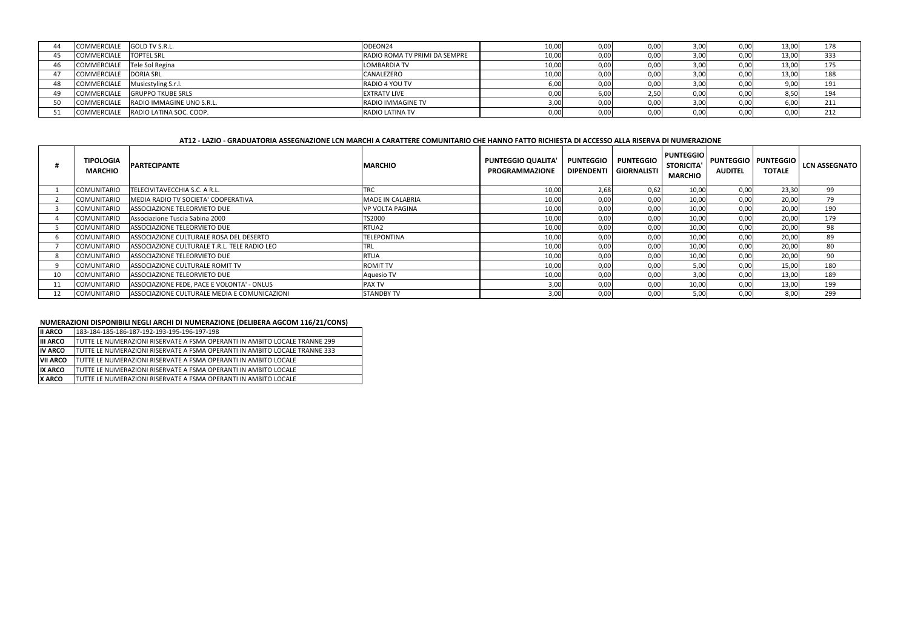| | | | | | | | | | | |
|---|---|---|---|---|---|---|---|---|---|---|
| 44 | COMMERCIALE | GOLD TV S.R.L. | ODEON24 | 10,00 | 0,00 | 0,00 | 3,00 | 0,00 | 13,00 | 178 |
| 45 | COMMERCIALE | TOPTEL SRL | RADIO ROMA TV PRIMI DA SEMPRE | 10,00 | 0,00 | 0,00 | 3,00 | 0,00 | 13,00 | 333 |
| 46 | COMMERCIALE | Tele Sol Regina | LOMBARDIA TV | 10,00 | 0,00 | 0,00 | 3,00 | 0,00 | 13,00 | 175 |
| 47 | COMMERCIALE | DORIA SRL | CANALEZERO | 10,00 | 0,00 | 0,00 | 3,00 | 0,00 | 13,00 | 188 |
| 48 | COMMERCIALE | Musicstyling S.r.l. | RADIO 4 YOU TV | 6,00 | 0,00 | 0,00 | 3,00 | 0,00 | 9,00 | 191 |
| 49 | COMMERCIALE | GRUPPO TKUBE SRLS | EXTRATV LIVE | 0,00 | 6,00 | 2,50 | 0,00 | 0,00 | 8,50 | 194 |
| 50 | COMMERCIALE | RADIO IMMAGINE UNO S.R.L. | RADIO IMMAGINE TV | 3,00 | 0,00 | 0,00 | 3,00 | 0,00 | 6,00 | 211 |
| 51 | COMMERCIALE | RADIO LATINA SOC. COOP. | RADIO LATINA TV | 0,00 | 0,00 | 0,00 | 0,00 | 0,00 | 0,00 | 212 |

## AT12 - LAZIO - GRADUATORIA ASSEGNAZIONE LCN MARCHI A CARATTERE COMUNITARIO CHE HANNO FATTO RICHIESTA DI ACCESSO ALLA RISERVA DI NUMERAZIONE

| # | TIPOLOGIA MARCHIO | PARTECIPANTE | MARCHIO | PUNTEGGIO QUALITA' PROGRAMMAZIONE | PUNTEGGIO DIPENDENTI | PUNTEGGIO GIORNALISTI | PUNTEGGIO STORICITA' MARCHIO | PUNTEGGIO AUDITEL | PUNTEGGIO TOTALE | LCN ASSEGNATO |
|---|---|---|---|---|---|---|---|---|---|---|
| 1 | COMUNITARIO | TELECIVITAVECCHIA S.C. A R.L. | TRC | 10,00 | 2,68 | 0,62 | 10,00 | 0,00 | 23,30 | 99 |
| 2 | COMUNITARIO | MEDIA RADIO TV SOCIETA' COOPERATIVA | MADE IN CALABRIA | 10,00 | 0,00 | 0,00 | 10,00 | 0,00 | 20,00 | 79 |
| 3 | COMUNITARIO | ASSOCIAZIONE TELEORVIETO DUE | VP VOLTA PAGINA | 10,00 | 0,00 | 0,00 | 10,00 | 0,00 | 20,00 | 190 |
| 4 | COMUNITARIO | Associazione Tuscia Sabina 2000 | TS2000 | 10,00 | 0,00 | 0,00 | 10,00 | 0,00 | 20,00 | 179 |
| 5 | COMUNITARIO | ASSOCIAZIONE TELEORVIETO DUE | RTUA2 | 10,00 | 0,00 | 0,00 | 10,00 | 0,00 | 20,00 | 98 |
| 6 | COMUNITARIO | ASSOCIAZIONE CULTURALE ROSA DEL DESERTO | TELEPONTINA | 10,00 | 0,00 | 0,00 | 10,00 | 0,00 | 20,00 | 89 |
| 7 | COMUNITARIO | ASSOCIAZIONE CULTURALE T.R.L. TELE RADIO LEO | TRL | 10,00 | 0,00 | 0,00 | 10,00 | 0,00 | 20,00 | 80 |
| 8 | COMUNITARIO | ASSOCIAZIONE TELEORVIETO DUE | RTUA | 10,00 | 0,00 | 0,00 | 10,00 | 0,00 | 20,00 | 90 |
| 9 | COMUNITARIO | ASSOCIAZIONE CULTURALE ROMIT TV | ROMIT TV | 10,00 | 0,00 | 0,00 | 5,00 | 0,00 | 15,00 | 180 |
| 10 | COMUNITARIO | ASSOCIAZIONE TELEORVIETO DUE | Aquesio TV | 10,00 | 0,00 | 0,00 | 3,00 | 0,00 | 13,00 | 189 |
| 11 | COMUNITARIO | ASSOCIAZIONE FEDE, PACE E VOLONTA' - ONLUS | PAX TV | 3,00 | 0,00 | 0,00 | 10,00 | 0,00 | 13,00 | 199 |
| 12 | COMUNITARIO | ASSOCIAZIONE CULTURALE MEDIA E COMUNICAZIONI | STANDBY TV | 3,00 | 0,00 | 0,00 | 5,00 | 0,00 | 8,00 | 299 |

## NUMERAZIONI DISPONIBILI NEGLI ARCHI DI NUMERAZIONE (DELIBERA AGCOM 116/21/CONS)

| | |
|---|---|
| **II ARCO** | 183-184-185-186-187-192-193-195-196-197-198 |
| **III ARCO** | TUTTE LE NUMERAZIONI RISERVATE A FSMA OPERANTI IN AMBITO LOCALE TRANNE 299 |
| **IV ARCO** | TUTTE LE NUMERAZIONI RISERVATE A FSMA OPERANTI IN AMBITO LOCALE TRANNE 333 |
| **VII ARCO** | TUTTE LE NUMERAZIONI RISERVATE A FSMA OPERANTI IN AMBITO LOCALE |
| **IX ARCO** | TUTTE LE NUMERAZIONI RISERVATE A FSMA OPERANTI IN AMBITO LOCALE |
| **X ARCO** | TUTTE LE NUMERAZIONI RISERVATE A FSMA OPERANTI IN AMBITO LOCALE |